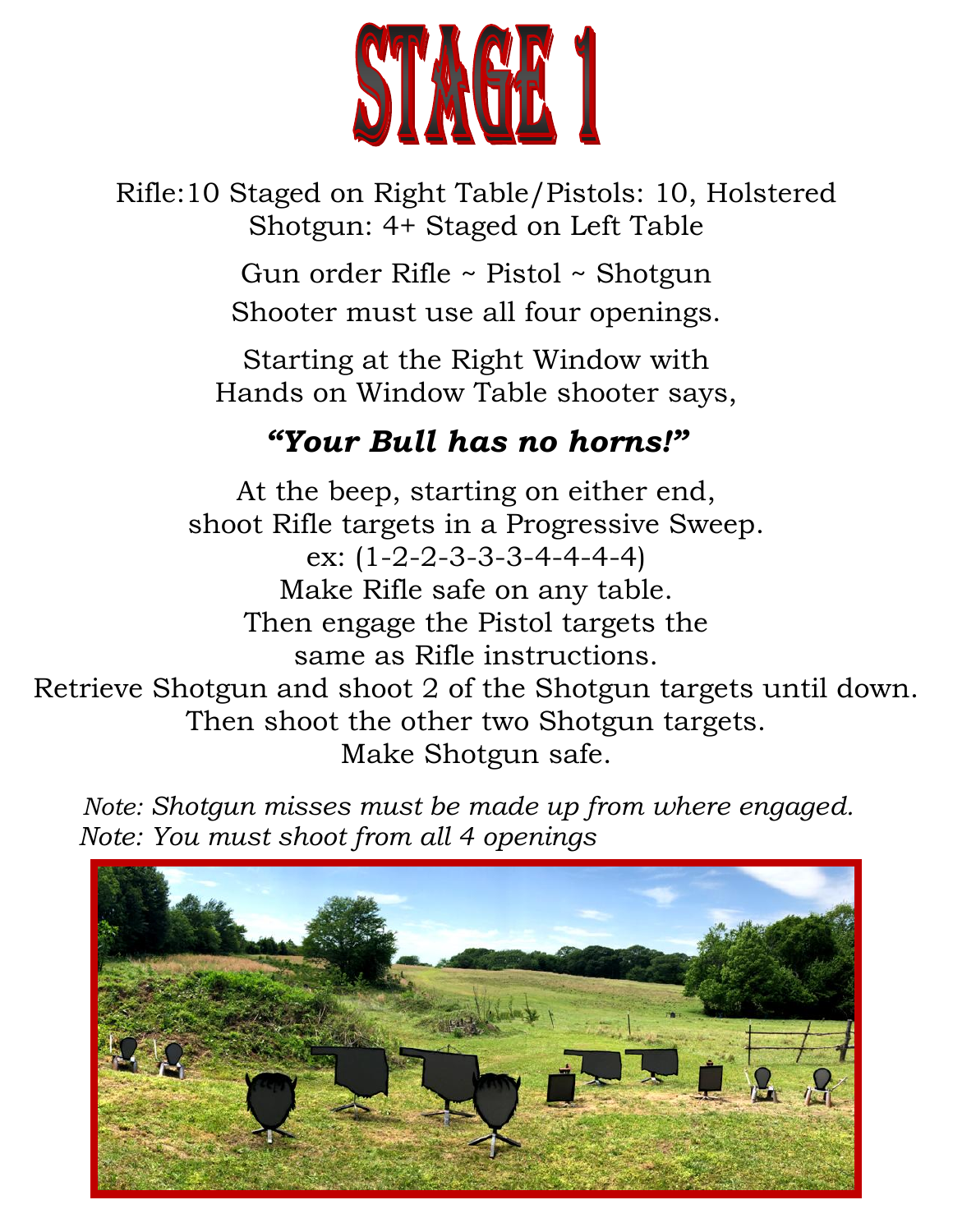# STAGE 1

Rifle:10 Staged on Right Table/Pistols: 10, Holstered
Shotgun: 4+ Staged on Left Table

Gun order Rifle ~ Pistol ~ Shotgun
Shooter must use all four openings.

Starting at the Right Window with
Hands on Window Table shooter says,

***"Your Bull has no horns!"***

At the beep, starting on either end,
shoot Rifle targets in a Progressive Sweep.
ex: (1-2-2-3-3-3-4-4-4-4)
Make Rifle safe on any table.
Then engage the Pistol targets the
same as Rifle instructions.
Retrieve Shotgun and shoot 2 of the Shotgun targets until down.
Then shoot the other two Shotgun targets.
Make Shotgun safe.

*Note: Shotgun misses must be made up from where engaged.*
*Note: You must shoot from all 4 openings*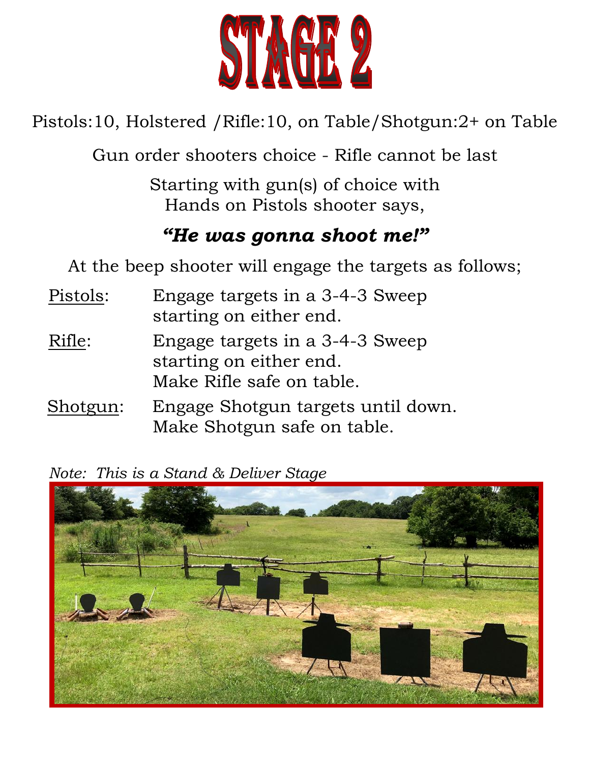# STAGE 2

Pistols:10, Holstered /Rifle:10, on Table/Shotgun:2+ on Table

Gun order shooters choice - Rifle cannot be last

Starting with gun(s) of choice with
Hands on Pistols shooter says,

***"He was gonna shoot me!"***

At the beep shooter will engage the targets as follows;

<u>Pistols</u>: Engage targets in a 3-4-3 Sweep starting on either end.

<u>Rifle</u>: Engage targets in a 3-4-3 Sweep starting on either end.
Make Rifle safe on table.

<u>Shotgun</u>: Engage Shotgun targets until down.
Make Shotgun safe on table.

*Note: This is a Stand & Deliver Stage*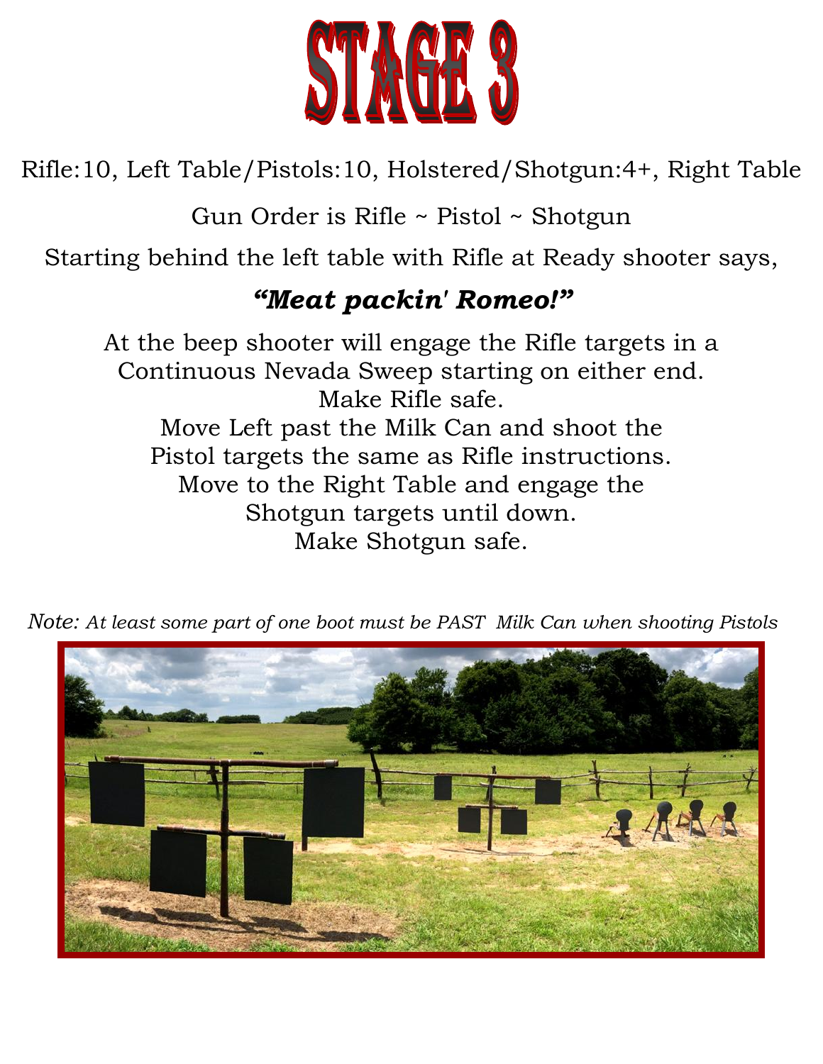# STAGE 3

Rifle:10, Left Table/Pistols:10, Holstered/Shotgun:4+, Right Table

Gun Order is Rifle ~ Pistol ~ Shotgun

Starting behind the left table with Rifle at Ready shooter says,

***"Meat packin' Romeo!"***

At the beep shooter will engage the Rifle targets in a Continuous Nevada Sweep starting on either end.
Make Rifle safe.
Move Left past the Milk Can and shoot the Pistol targets the same as Rifle instructions.
Move to the Right Table and engage the Shotgun targets until down.
Make Shotgun safe.

*Note: At least some part of one boot must be PAST Milk Can when shooting Pistols*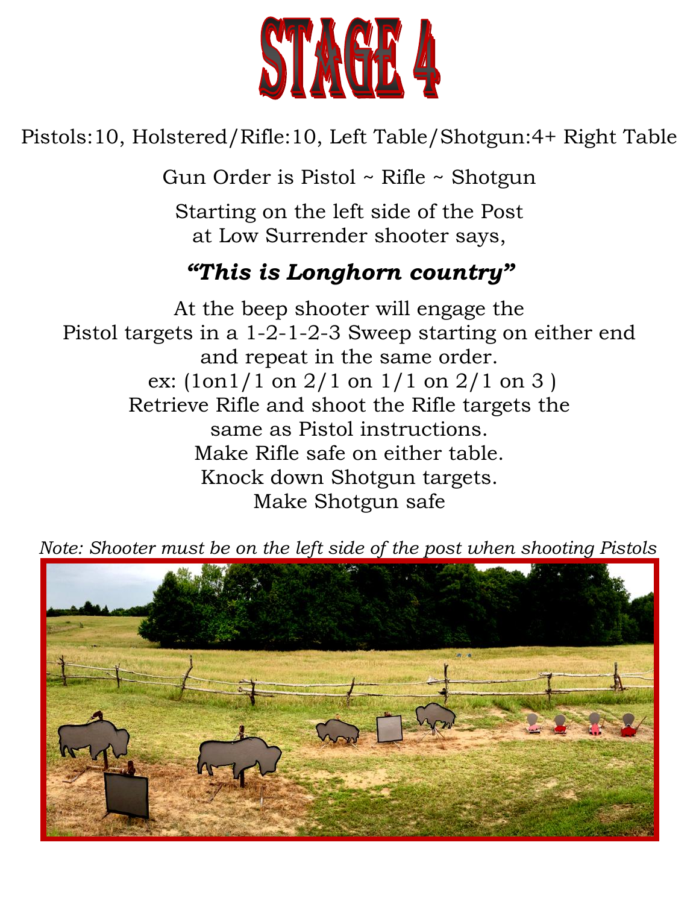# STAGE 4

Pistols:10, Holstered/Rifle:10, Left Table/Shotgun:4+ Right Table

Gun Order is Pistol ~ Rifle ~ Shotgun

Starting on the left side of the Post
at Low Surrender shooter says,

***"This is Longhorn country"***

At the beep shooter will engage the
Pistol targets in a 1-2-1-2-3 Sweep starting on either end
and repeat in the same order.
ex: (1on1/1 on 2/1 on 1/1 on 2/1 on 3 )
Retrieve Rifle and shoot the Rifle targets the
same as Pistol instructions.
Make Rifle safe on either table.
Knock down Shotgun targets.
Make Shotgun safe

*Note: Shooter must be on the left side of the post when shooting Pistols*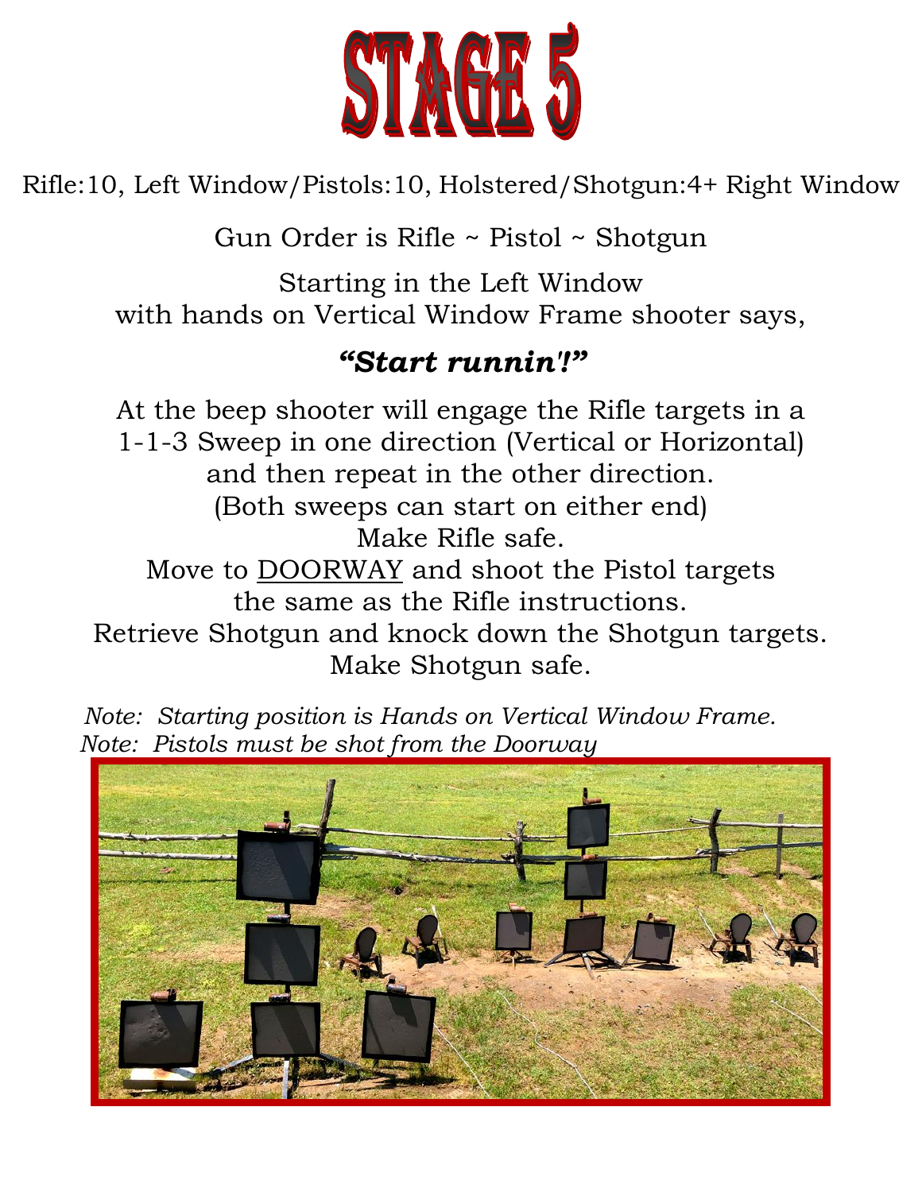# STAGE 5

Rifle:10, Left Window/Pistols:10, Holstered/Shotgun:4+ Right Window

Gun Order is Rifle ~ Pistol ~ Shotgun

Starting in the Left Window
with hands on Vertical Window Frame shooter says,

***"Start runnin'!"***

At the beep shooter will engage the Rifle targets in a
1-1-3 Sweep in one direction (Vertical or Horizontal)
and then repeat in the other direction.
(Both sweeps can start on either end)
Make Rifle safe.
Move to <u>DOORWAY</u> and shoot the Pistol targets
the same as the Rifle instructions.
Retrieve Shotgun and knock down the Shotgun targets.
Make Shotgun safe.

*Note: Starting position is Hands on Vertical Window Frame.*
*Note: Pistols must be shot from the Doorway*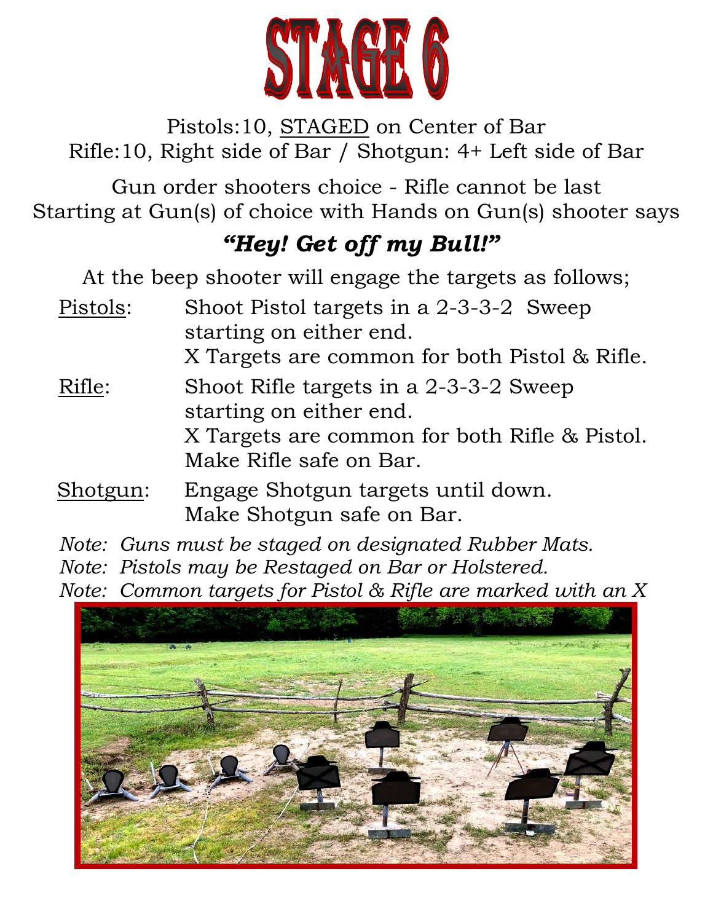# STAGE 6

Pistols:10, <u>STAGED</u> on Center of Bar
Rifle:10, Right side of Bar / Shotgun: 4+ Left side of Bar

Gun order shooters choice - Rifle cannot be last
Starting at Gun(s) of choice with Hands on Gun(s) shooter says

***"Hey! Get off my Bull!"***

At the beep shooter will engage the targets as follows;

<u>Pistols</u>: Shoot Pistol targets in a 2-3-3-2 Sweep starting on either end.
X Targets are common for both Pistol & Rifle.

<u>Rifle</u>: Shoot Rifle targets in a 2-3-3-2 Sweep starting on either end.
X Targets are common for both Rifle & Pistol.
Make Rifle safe on Bar.

<u>Shotgun</u>: Engage Shotgun targets until down.
Make Shotgun safe on Bar.

*Note: Guns must be staged on designated Rubber Mats.*
*Note: Pistols may be Restaged on Bar or Holstered.*
*Note: Common targets for Pistol & Rifle are marked with an X*